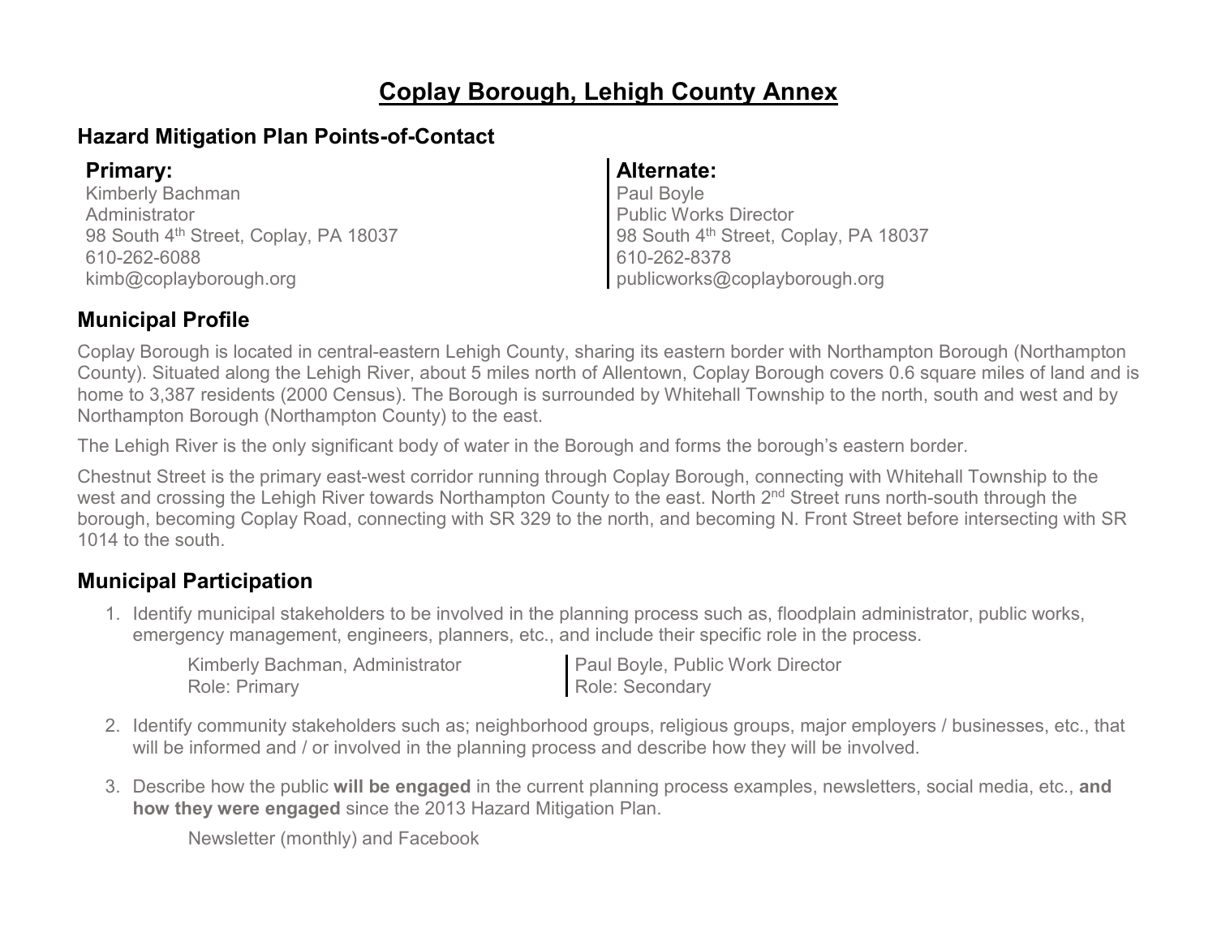# Coplay Borough, Lehigh County Annex

## Hazard Mitigation Plan Points-of-Contact

**Primary:**
Kimberly Bachman
Administrator
98 South 4th Street, Coplay, PA 18037
610-262-6088
kimb@coplayborough.org

**Alternate:**
Paul Boyle
Public Works Director
98 South 4th Street, Coplay, PA 18037
610-262-8378
publicworks@coplayborough.org

## Municipal Profile

Coplay Borough is located in central-eastern Lehigh County, sharing its eastern border with Northampton Borough (Northampton County). Situated along the Lehigh River, about 5 miles north of Allentown, Coplay Borough covers 0.6 square miles of land and is home to 3,387 residents (2000 Census). The Borough is surrounded by Whitehall Township to the north, south and west and by Northampton Borough (Northampton County) to the east.

The Lehigh River is the only significant body of water in the Borough and forms the borough's eastern border.

Chestnut Street is the primary east-west corridor running through Coplay Borough, connecting with Whitehall Township to the west and crossing the Lehigh River towards Northampton County to the east. North 2nd Street runs north-south through the borough, becoming Coplay Road, connecting with SR 329 to the north, and becoming N. Front Street before intersecting with SR 1014 to the south.

## Municipal Participation

1. Identify municipal stakeholders to be involved in the planning process such as, floodplain administrator, public works, emergency management, engineers, planners, etc., and include their specific role in the process.

   Kimberly Bachman, Administrator
   Role: Primary

   Paul Boyle, Public Work Director
   Role: Secondary

2. Identify community stakeholders such as; neighborhood groups, religious groups, major employers / businesses, etc., that will be informed and / or involved in the planning process and describe how they will be involved.

3. Describe how the public **will be engaged** in the current planning process examples, newsletters, social media, etc., **and how they were engaged** since the 2013 Hazard Mitigation Plan.

   Newsletter (monthly) and Facebook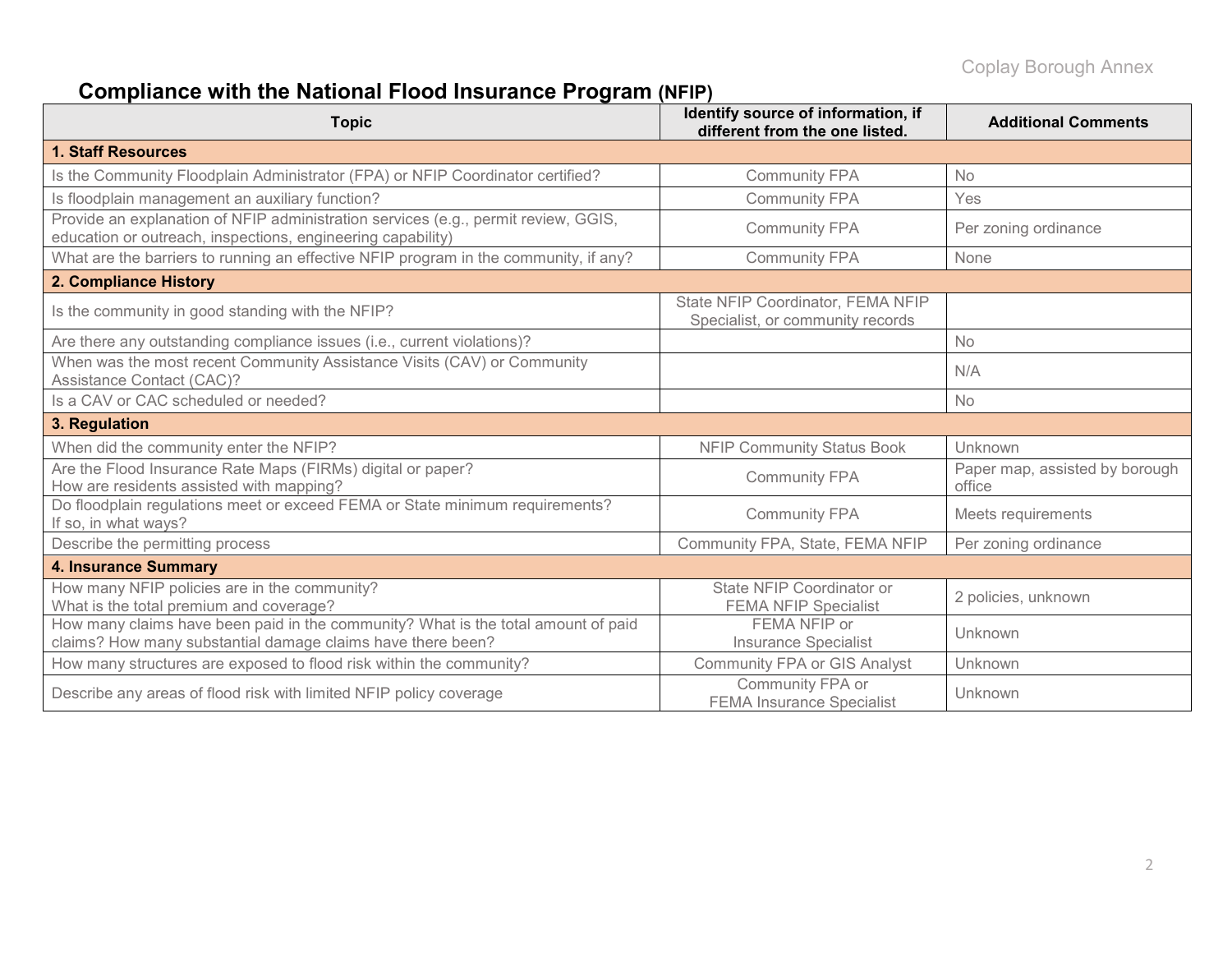## Compliance with the National Flood Insurance Program (NFIP)

| Topic | Identify source of information, if different from the one listed. | Additional Comments |
|---|---|---|
| **1. Staff Resources** | | |
| Is the Community Floodplain Administrator (FPA) or NFIP Coordinator certified? | Community FPA | No |
| Is floodplain management an auxiliary function? | Community FPA | Yes |
| Provide an explanation of NFIP administration services (e.g., permit review, GGIS, education or outreach, inspections, engineering capability) | Community FPA | Per zoning ordinance |
| What are the barriers to running an effective NFIP program in the community, if any? | Community FPA | None |
| **2. Compliance History** | | |
| Is the community in good standing with the NFIP? | State NFIP Coordinator, FEMA NFIP Specialist, or community records | |
| Are there any outstanding compliance issues (i.e., current violations)? | | No |
| When was the most recent Community Assistance Visits (CAV) or Community Assistance Contact (CAC)? | | N/A |
| Is a CAV or CAC scheduled or needed? | | No |
| **3. Regulation** | | |
| When did the community enter the NFIP? | NFIP Community Status Book | Unknown |
| Are the Flood Insurance Rate Maps (FIRMs) digital or paper? How are residents assisted with mapping? | Community FPA | Paper map, assisted by borough office |
| Do floodplain regulations meet or exceed FEMA or State minimum requirements? If so, in what ways? | Community FPA | Meets requirements |
| Describe the permitting process | Community FPA, State, FEMA NFIP | Per zoning ordinance |
| **4. Insurance Summary** | | |
| How many NFIP policies are in the community? What is the total premium and coverage? | State NFIP Coordinator or FEMA NFIP Specialist | 2 policies, unknown |
| How many claims have been paid in the community? What is the total amount of paid claims? How many substantial damage claims have there been? | FEMA NFIP or Insurance Specialist | Unknown |
| How many structures are exposed to flood risk within the community? | Community FPA or GIS Analyst | Unknown |
| Describe any areas of flood risk with limited NFIP policy coverage | Community FPA or FEMA Insurance Specialist | Unknown |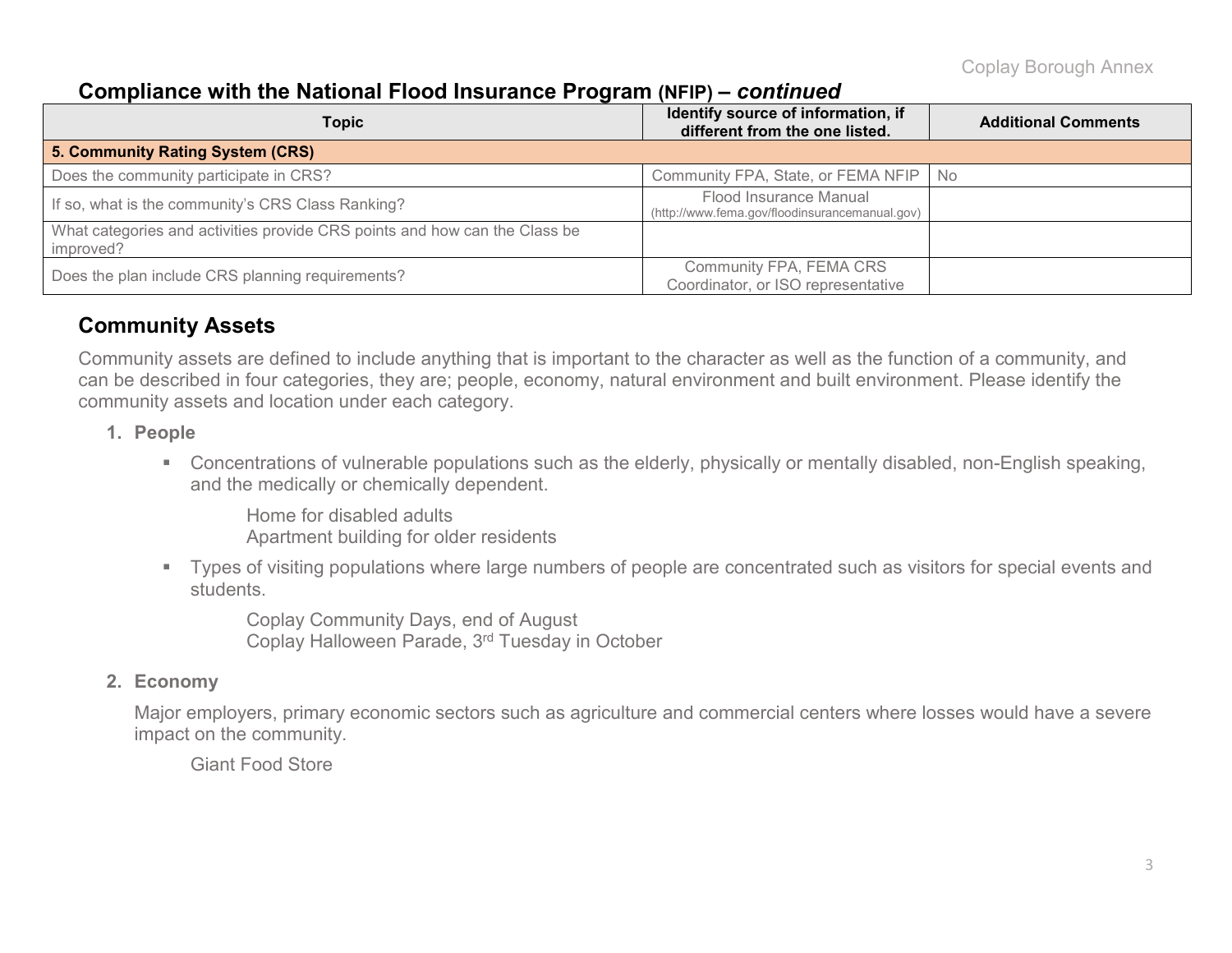## Compliance with the National Flood Insurance Program (NFIP) – *continued*

| Topic | Identify source of information, if different from the one listed. | Additional Comments |
|---|---|---|
| **5. Community Rating System (CRS)** | | |
| Does the community participate in CRS? | Community FPA, State, or FEMA NFIP | No |
| If so, what is the community's CRS Class Ranking? | Flood Insurance Manual (http://www.fema.gov/floodinsurancemanual.gov) | |
| What categories and activities provide CRS points and how can the Class be improved? | | |
| Does the plan include CRS planning requirements? | Community FPA, FEMA CRS Coordinator, or ISO representative | |

## Community Assets

Community assets are defined to include anything that is important to the character as well as the function of a community, and can be described in four categories, they are; people, economy, natural environment and built environment. Please identify the community assets and location under each category.

1. **People**
   - Concentrations of vulnerable populations such as the elderly, physically or mentally disabled, non-English speaking, and the medically or chemically dependent.

     Home for disabled adults
     Apartment building for older residents

   - Types of visiting populations where large numbers of people are concentrated such as visitors for special events and students.

     Coplay Community Days, end of August
     Coplay Halloween Parade, 3rd Tuesday in October

2. **Economy**

   Major employers, primary economic sectors such as agriculture and commercial centers where losses would have a severe impact on the community.

   Giant Food Store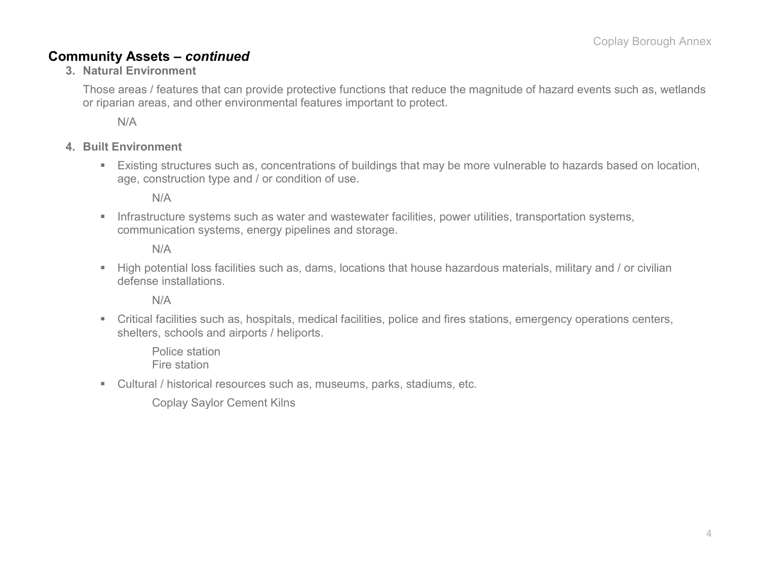## Community Assets – *continued*

**3. Natural Environment**

Those areas / features that can provide protective functions that reduce the magnitude of hazard events such as, wetlands or riparian areas, and other environmental features important to protect.

N/A

**4. Built Environment**

- Existing structures such as, concentrations of buildings that may be more vulnerable to hazards based on location, age, construction type and / or condition of use.

  N/A

- Infrastructure systems such as water and wastewater facilities, power utilities, transportation systems, communication systems, energy pipelines and storage.

  N/A

- High potential loss facilities such as, dams, locations that house hazardous materials, military and / or civilian defense installations.

  N/A

- Critical facilities such as, hospitals, medical facilities, police and fires stations, emergency operations centers, shelters, schools and airports / heliports.

  Police station
  Fire station

- Cultural / historical resources such as, museums, parks, stadiums, etc.

  Coplay Saylor Cement Kilns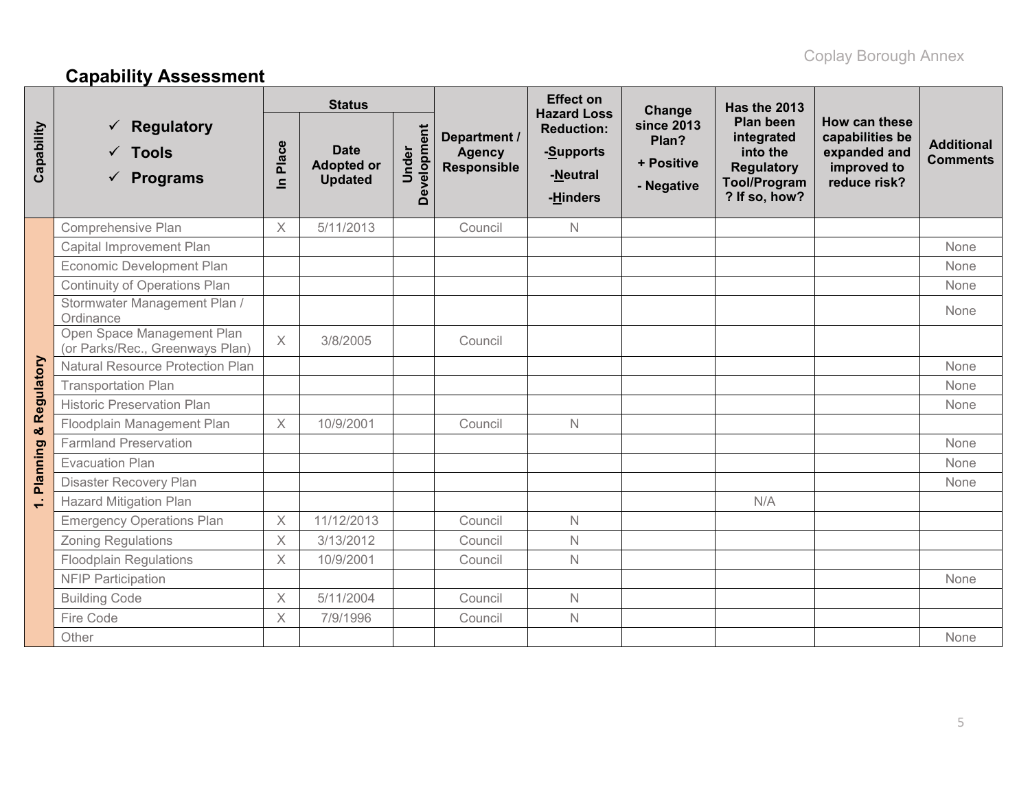## Capability Assessment

| Capability | ✓ Regulatory ✓ Tools ✓ Programs | Status | | | Department / Agency Responsible | Effect on Hazard Loss Reduction: -Supports -Neutral -Hinders | Change since 2013 Plan? + Positive - Negative | Has the 2013 Plan been integrated into the Regulatory Tool/Program? If so, how? | How can these capabilities be expanded and improved to reduce risk? | Additional Comments |
|---|---|---|---|---|---|---|---|---|---|---|
| | | In Place | Date Adopted or Updated | Under Development | | | | | | |
| 1. Planning & Regulatory | Comprehensive Plan | X | 5/11/2013 | | Council | N | | | | |
| | Capital Improvement Plan | | | | | | | | | None |
| | Economic Development Plan | | | | | | | | | None |
| | Continuity of Operations Plan | | | | | | | | | None |
| | Stormwater Management Plan / Ordinance | | | | | | | | | None |
| | Open Space Management Plan (or Parks/Rec., Greenways Plan) | X | 3/8/2005 | | Council | | | | | |
| | Natural Resource Protection Plan | | | | | | | | | None |
| | Transportation Plan | | | | | | | | | None |
| | Historic Preservation Plan | | | | | | | | | None |
| | Floodplain Management Plan | X | 10/9/2001 | | Council | N | | | | |
| | Farmland Preservation | | | | | | | | | None |
| | Evacuation Plan | | | | | | | | | None |
| | Disaster Recovery Plan | | | | | | | | | None |
| | Hazard Mitigation Plan | | | | | | | N/A | | |
| | Emergency Operations Plan | X | 11/12/2013 | | Council | N | | | | |
| | Zoning Regulations | X | 3/13/2012 | | Council | N | | | | |
| | Floodplain Regulations | X | 10/9/2001 | | Council | N | | | | |
| | NFIP Participation | | | | | | | | | None |
| | Building Code | X | 5/11/2004 | | Council | N | | | | |
| | Fire Code | X | 7/9/1996 | | Council | N | | | | |
| | Other | | | | | | | | | None |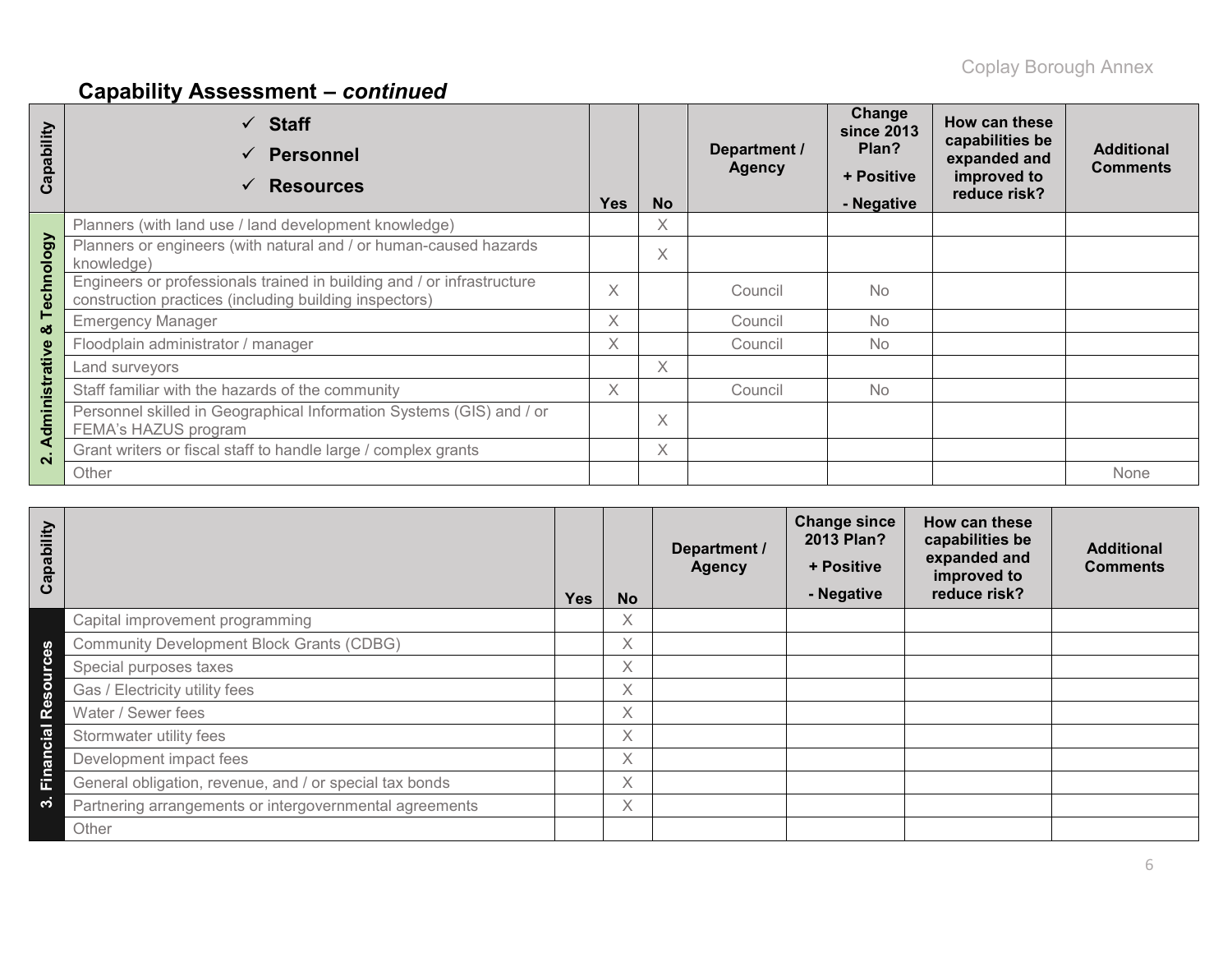## Capability Assessment – *continued*

| Capability | ✓ Staff ✓ Personnel ✓ Resources | Yes | No | Department / Agency | Change since 2013 Plan? + Positive - Negative | How can these capabilities be expanded and improved to reduce risk? | Additional Comments |
|---|---|---|---|---|---|---|---|
| 2. Administrative & Technology | Planners (with land use / land development knowledge) | | X | | | | |
| | Planners or engineers (with natural and / or human-caused hazards knowledge) | | X | | | | |
| | Engineers or professionals trained in building and / or infrastructure construction practices (including building inspectors) | X | | Council | No | | |
| | Emergency Manager | X | | Council | No | | |
| | Floodplain administrator / manager | X | | Council | No | | |
| | Land surveyors | | X | | | | |
| | Staff familiar with the hazards of the community | X | | Council | No | | |
| | Personnel skilled in Geographical Information Systems (GIS) and / or FEMA's HAZUS program | | X | | | | |
| | Grant writers or fiscal staff to handle large / complex grants | | X | | | | |
| | Other | | | | | | None |

| Capability | | Yes | No | Department / Agency | Change since 2013 Plan? + Positive - Negative | How can these capabilities be expanded and improved to reduce risk? | Additional Comments |
|---|---|---|---|---|---|---|---|
| 3. Financial Resources | Capital improvement programming | | X | | | | |
| | Community Development Block Grants (CDBG) | | X | | | | |
| | Special purposes taxes | | X | | | | |
| | Gas / Electricity utility fees | | X | | | | |
| | Water / Sewer fees | | X | | | | |
| | Stormwater utility fees | | X | | | | |
| | Development impact fees | | X | | | | |
| | General obligation, revenue, and / or special tax bonds | | X | | | | |
| | Partnering arrangements or intergovernmental agreements | | X | | | | |
| | Other | | | | | | |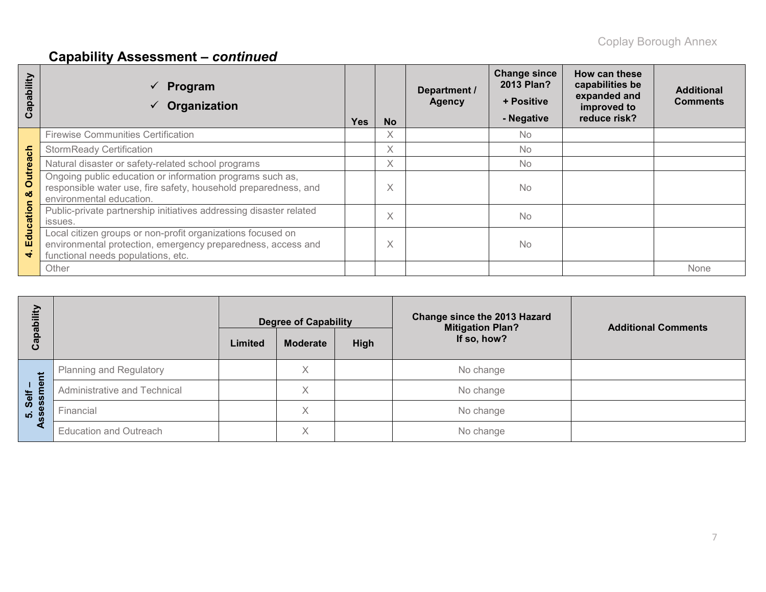## Capability Assessment – *continued*

| Capability | ✓ Program ✓ Organization | Yes | No | Department / Agency | Change since 2013 Plan? + Positive - Negative | How can these capabilities be expanded and improved to reduce risk? | Additional Comments |
|---|---|---|---|---|---|---|---|
| 4. Education & Outreach | Firewise Communities Certification | | X | | No | | |
| | StormReady Certification | | X | | No | | |
| | Natural disaster or safety-related school programs | | X | | No | | |
| | Ongoing public education or information programs such as, responsible water use, fire safety, household preparedness, and environmental education. | | X | | No | | |
| | Public-private partnership initiatives addressing disaster related issues. | | X | | No | | |
| | Local citizen groups or non-profit organizations focused on environmental protection, emergency preparedness, access and functional needs populations, etc. | | X | | No | | |
| | Other | | | | | | None |

| Capability | | Degree of Capability | | | Change since the 2013 Hazard Mitigation Plan? If so, how? | Additional Comments |
|---|---|---|---|---|---|---|
| | | Limited | Moderate | High | | |
| 5. Self – Assessment | Planning and Regulatory | | X | | No change | |
| | Administrative and Technical | | X | | No change | |
| | Financial | | X | | No change | |
| | Education and Outreach | | X | | No change | |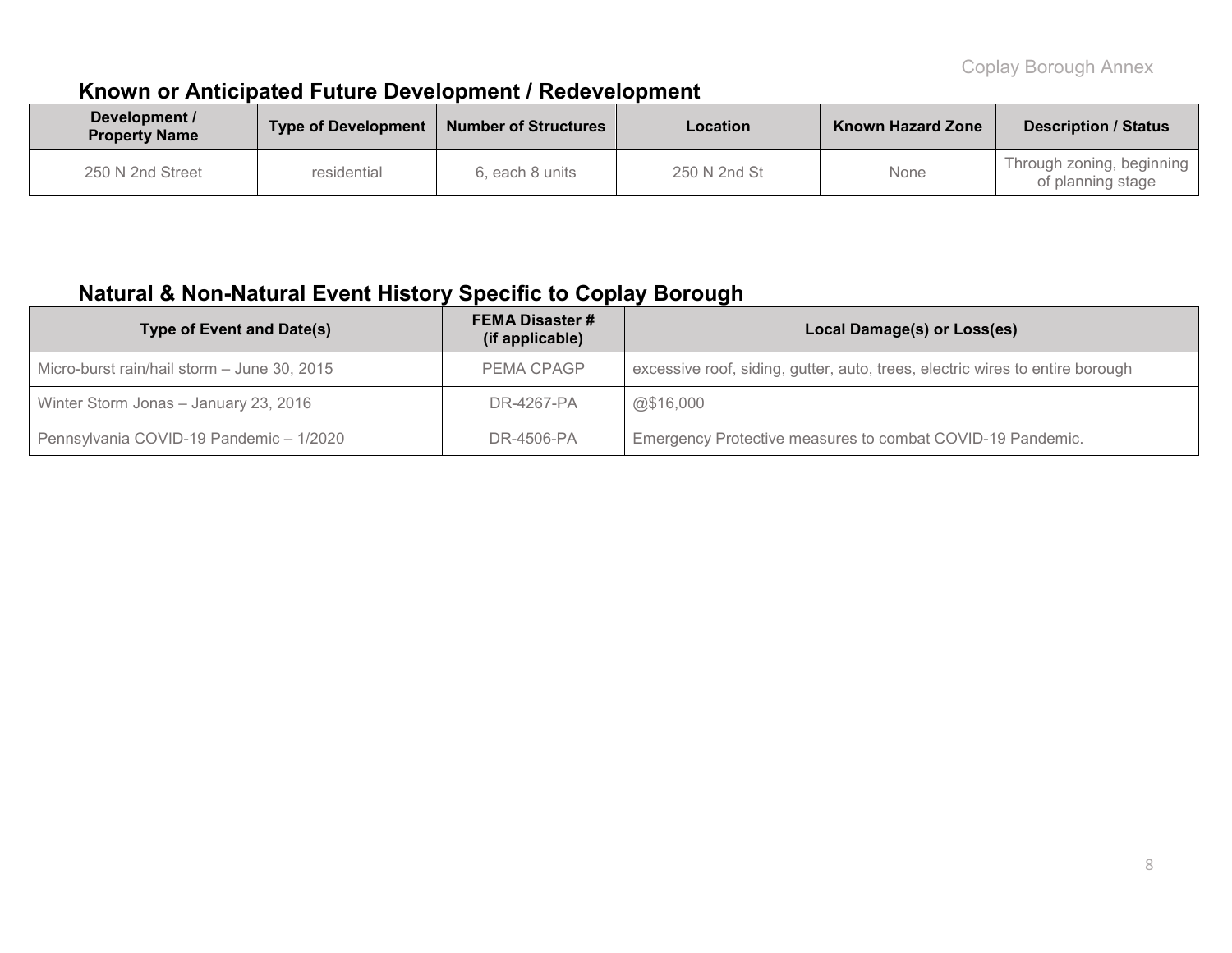## Known or Anticipated Future Development / Redevelopment

| Development / Property Name | Type of Development | Number of Structures | Location | Known Hazard Zone | Description / Status |
|---|---|---|---|---|---|
| 250 N 2nd Street | residential | 6, each 8 units | 250 N 2nd St | None | Through zoning, beginning of planning stage |

## Natural & Non-Natural Event History Specific to Coplay Borough

| Type of Event and Date(s) | FEMA Disaster # (if applicable) | Local Damage(s) or Loss(es) |
|---|---|---|
| Micro-burst rain/hail storm – June 30, 2015 | PEMA CPAGP | excessive roof, siding, gutter, auto, trees, electric wires to entire borough |
| Winter Storm Jonas – January 23, 2016 | DR-4267-PA | @$16,000 |
| Pennsylvania COVID-19 Pandemic – 1/2020 | DR-4506-PA | Emergency Protective measures to combat COVID-19 Pandemic. |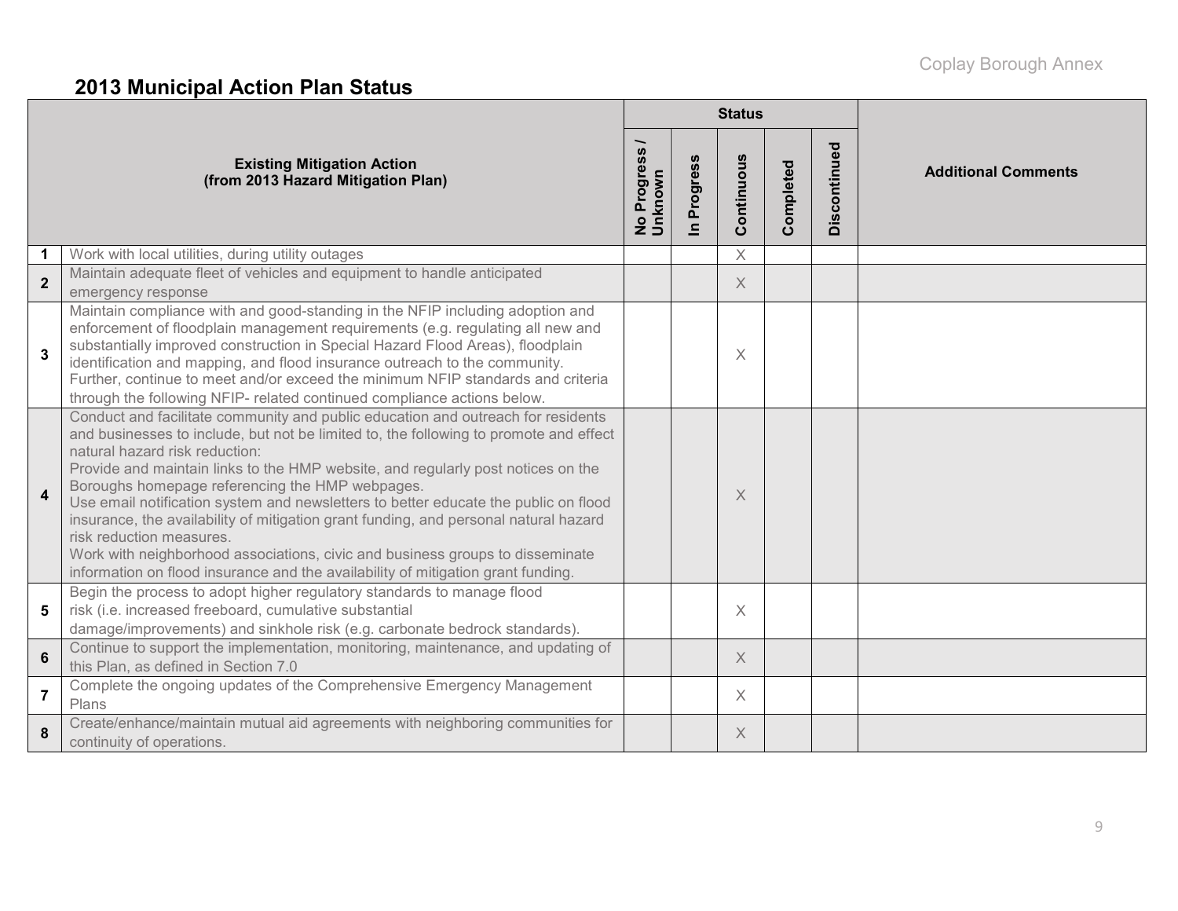## 2013 Municipal Action Plan Status

| | Existing Mitigation Action (from 2013 Hazard Mitigation Plan) | Status | | | | | Additional Comments |
|---|---|---|---|---|---|---|---|
| | | No Progress / Unknown | In Progress | Continuous | Completed | Discontinued | |
| 1 | Work with local utilities, during utility outages | | | X | | | |
| 2 | Maintain adequate fleet of vehicles and equipment to handle anticipated emergency response | | | X | | | |
| 3 | Maintain compliance with and good-standing in the NFIP including adoption and enforcement of floodplain management requirements (e.g. regulating all new and substantially improved construction in Special Hazard Flood Areas), floodplain identification and mapping, and flood insurance outreach to the community. Further, continue to meet and/or exceed the minimum NFIP standards and criteria through the following NFIP- related continued compliance actions below. | | | X | | | |
| 4 | Conduct and facilitate community and public education and outreach for residents and businesses to include, but not be limited to, the following to promote and effect natural hazard risk reduction: Provide and maintain links to the HMP website, and regularly post notices on the Boroughs homepage referencing the HMP webpages. Use email notification system and newsletters to better educate the public on flood insurance, the availability of mitigation grant funding, and personal natural hazard risk reduction measures. Work with neighborhood associations, civic and business groups to disseminate information on flood insurance and the availability of mitigation grant funding. | | | X | | | |
| 5 | Begin the process to adopt higher regulatory standards to manage flood risk (i.e. increased freeboard, cumulative substantial damage/improvements) and sinkhole risk (e.g. carbonate bedrock standards). | | | X | | | |
| 6 | Continue to support the implementation, monitoring, maintenance, and updating of this Plan, as defined in Section 7.0 | | | X | | | |
| 7 | Complete the ongoing updates of the Comprehensive Emergency Management Plans | | | X | | | |
| 8 | Create/enhance/maintain mutual aid agreements with neighboring communities for continuity of operations. | | | X | | | |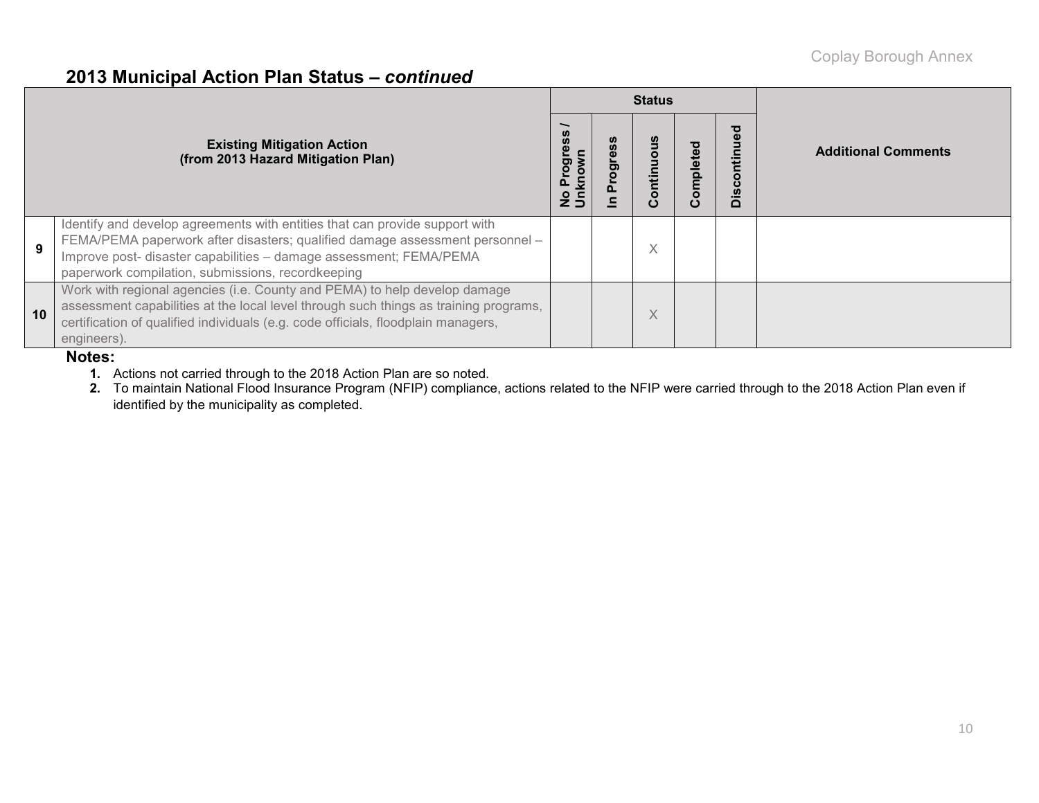## 2013 Municipal Action Plan Status – *continued*

| | Existing Mitigation Action (from 2013 Hazard Mitigation Plan) | Status | | | | | Additional Comments |
|---|---|---|---|---|---|---|---|
| | | No Progress / Unknown | In Progress | Continuous | Completed | Discontinued | |
| 9 | Identify and develop agreements with entities that can provide support with FEMA/PEMA paperwork after disasters; qualified damage assessment personnel – Improve post- disaster capabilities – damage assessment; FEMA/PEMA paperwork compilation, submissions, recordkeeping | | | X | | | |
| 10 | Work with regional agencies (i.e. County and PEMA) to help develop damage assessment capabilities at the local level through such things as training programs, certification of qualified individuals (e.g. code officials, floodplain managers, engineers). | | | X | | | |

**Notes:**

1. Actions not carried through to the 2018 Action Plan are so noted.
2. To maintain National Flood Insurance Program (NFIP) compliance, actions related to the NFIP were carried through to the 2018 Action Plan even if identified by the municipality as completed.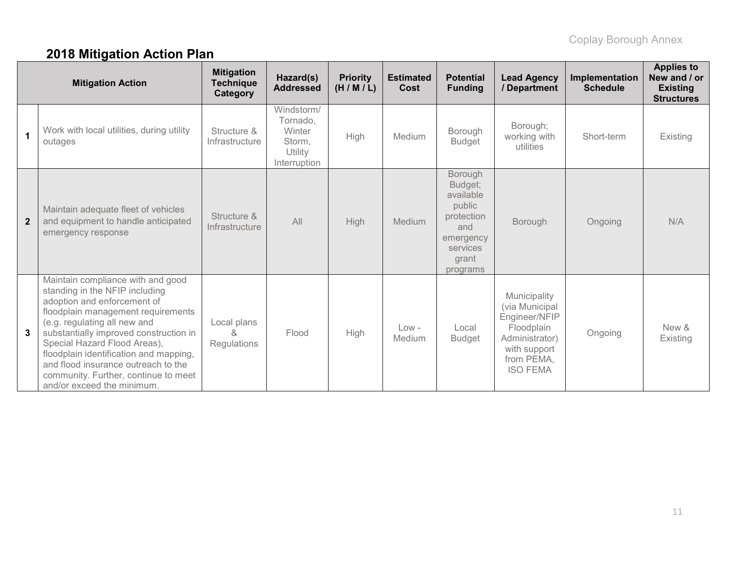## 2018 Mitigation Action Plan

| | Mitigation Action | Mitigation Technique Category | Hazard(s) Addressed | Priority (H / M / L) | Estimated Cost | Potential Funding | Lead Agency / Department | Implementation Schedule | Applies to New and / or Existing Structures |
|---|---|---|---|---|---|---|---|---|---|
| **1** | Work with local utilities, during utility outages | Structure & Infrastructure | Windstorm/ Tornado, Winter Storm, Utility Interruption | High | Medium | Borough Budget | Borough; working with utilities | Short-term | Existing |
| **2** | Maintain adequate fleet of vehicles and equipment to handle anticipated emergency response | Structure & Infrastructure | All | High | Medium | Borough Budget; available public protection and emergency services grant programs | Borough | Ongoing | N/A |
| **3** | Maintain compliance with and good standing in the NFIP including adoption and enforcement of floodplain management requirements (e.g. regulating all new and substantially improved construction in Special Hazard Flood Areas), floodplain identification and mapping, and flood insurance outreach to the community. Further, continue to meet and/or exceed the minimum. | Local plans & Regulations | Flood | High | Low - Medium | Local Budget | Municipality (via Municipal Engineer/NFIP Floodplain Administrator) with support from PEMA, ISO FEMA | Ongoing | New & Existing |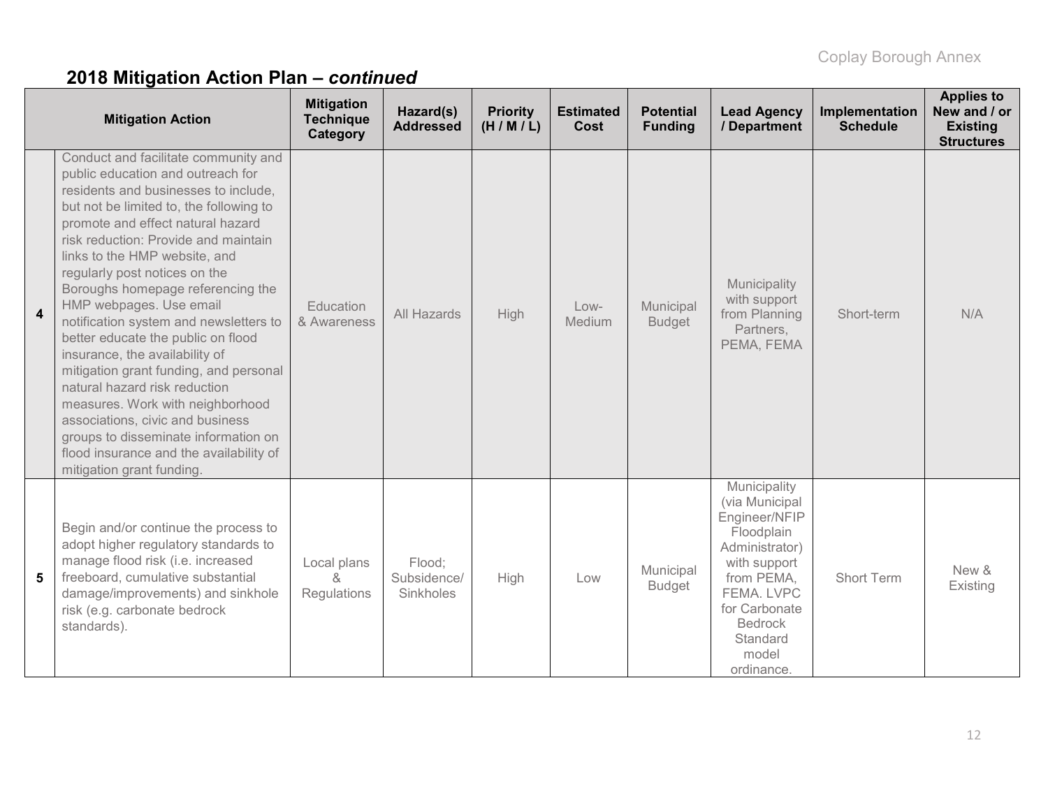## 2018 Mitigation Action Plan – *continued*

| | Mitigation Action | Mitigation Technique Category | Hazard(s) Addressed | Priority (H / M / L) | Estimated Cost | Potential Funding | Lead Agency / Department | Implementation Schedule | Applies to New and / or Existing Structures |
|---|---|---|---|---|---|---|---|---|---|
| 4 | Conduct and facilitate community and public education and outreach for residents and businesses to include, but not be limited to, the following to promote and effect natural hazard risk reduction: Provide and maintain links to the HMP website, and regularly post notices on the Boroughs homepage referencing the HMP webpages. Use email notification system and newsletters to better educate the public on flood insurance, the availability of mitigation grant funding, and personal natural hazard risk reduction measures. Work with neighborhood associations, civic and business groups to disseminate information on flood insurance and the availability of mitigation grant funding. | Education & Awareness | All Hazards | High | Low-Medium | Municipal Budget | Municipality with support from Planning Partners, PEMA, FEMA | Short-term | N/A |
| 5 | Begin and/or continue the process to adopt higher regulatory standards to manage flood risk (i.e. increased freeboard, cumulative substantial damage/improvements) and sinkhole risk (e.g. carbonate bedrock standards). | Local plans & Regulations | Flood; Subsidence/ Sinkholes | High | Low | Municipal Budget | Municipality (via Municipal Engineer/NFIP Floodplain Administrator) with support from PEMA, FEMA. LVPC for Carbonate Bedrock Standard model ordinance. | Short Term | New & Existing |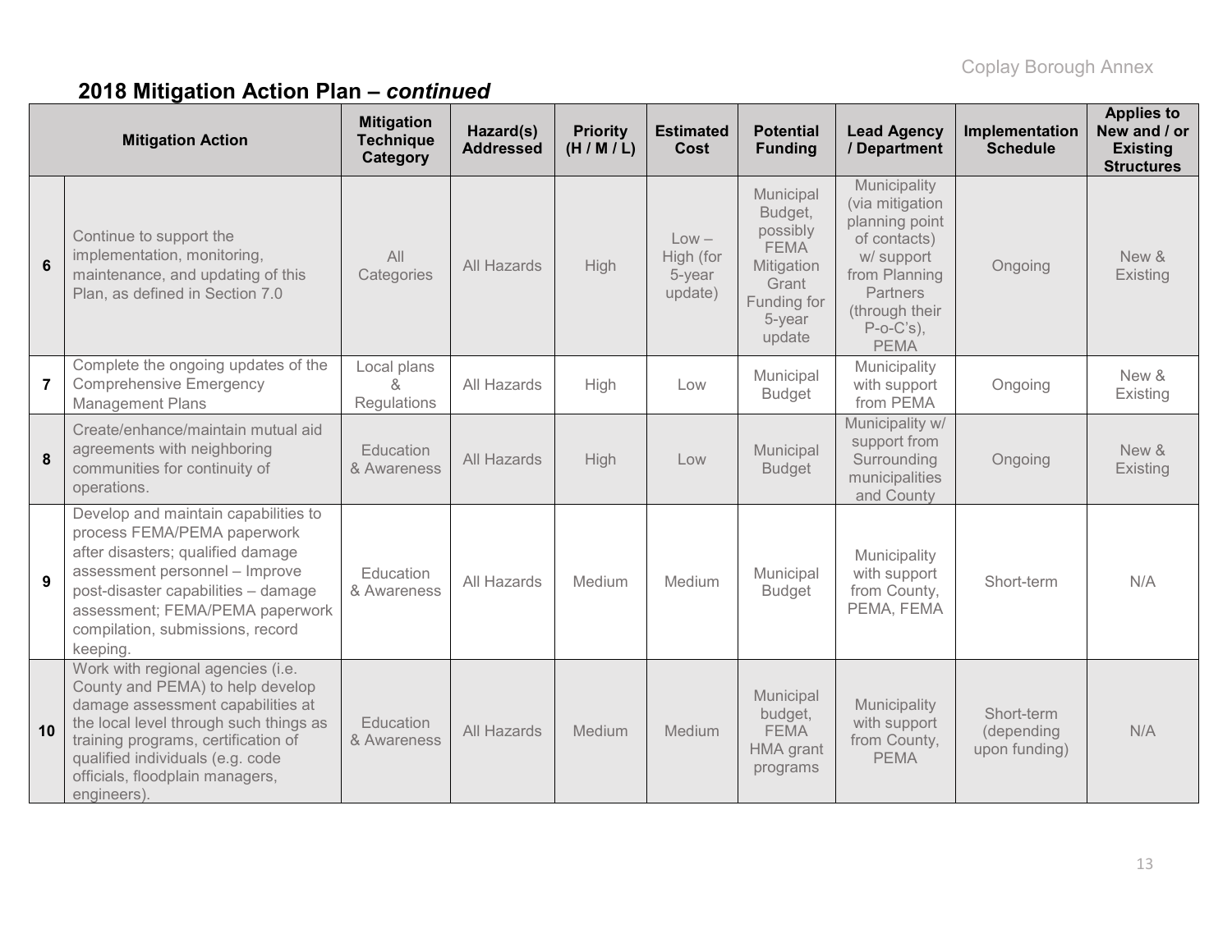## 2018 Mitigation Action Plan – *continued*

| | Mitigation Action | Mitigation Technique Category | Hazard(s) Addressed | Priority (H / M / L) | Estimated Cost | Potential Funding | Lead Agency / Department | Implementation Schedule | Applies to New and / or Existing Structures |
|---|---|---|---|---|---|---|---|---|---|
| 6 | Continue to support the implementation, monitoring, maintenance, and updating of this Plan, as defined in Section 7.0 | All Categories | All Hazards | High | Low – High (for 5-year update) | Municipal Budget, possibly FEMA Mitigation Grant Funding for 5-year update | Municipality (via mitigation planning point of contacts) w/ support from Planning Partners (through their P-o-C's), PEMA | Ongoing | New & Existing |
| 7 | Complete the ongoing updates of the Comprehensive Emergency Management Plans | Local plans & Regulations | All Hazards | High | Low | Municipal Budget | Municipality with support from PEMA | Ongoing | New & Existing |
| 8 | Create/enhance/maintain mutual aid agreements with neighboring communities for continuity of operations. | Education & Awareness | All Hazards | High | Low | Municipal Budget | Municipality w/ support from Surrounding municipalities and County | Ongoing | New & Existing |
| 9 | Develop and maintain capabilities to process FEMA/PEMA paperwork after disasters; qualified damage assessment personnel – Improve post-disaster capabilities – damage assessment; FEMA/PEMA paperwork compilation, submissions, record keeping. | Education & Awareness | All Hazards | Medium | Medium | Municipal Budget | Municipality with support from County, PEMA, FEMA | Short-term | N/A |
| 10 | Work with regional agencies (i.e. County and PEMA) to help develop damage assessment capabilities at the local level through such things as training programs, certification of qualified individuals (e.g. code officials, floodplain managers, engineers). | Education & Awareness | All Hazards | Medium | Medium | Municipal budget, FEMA HMA grant programs | Municipality with support from County, PEMA | Short-term (depending upon funding) | N/A |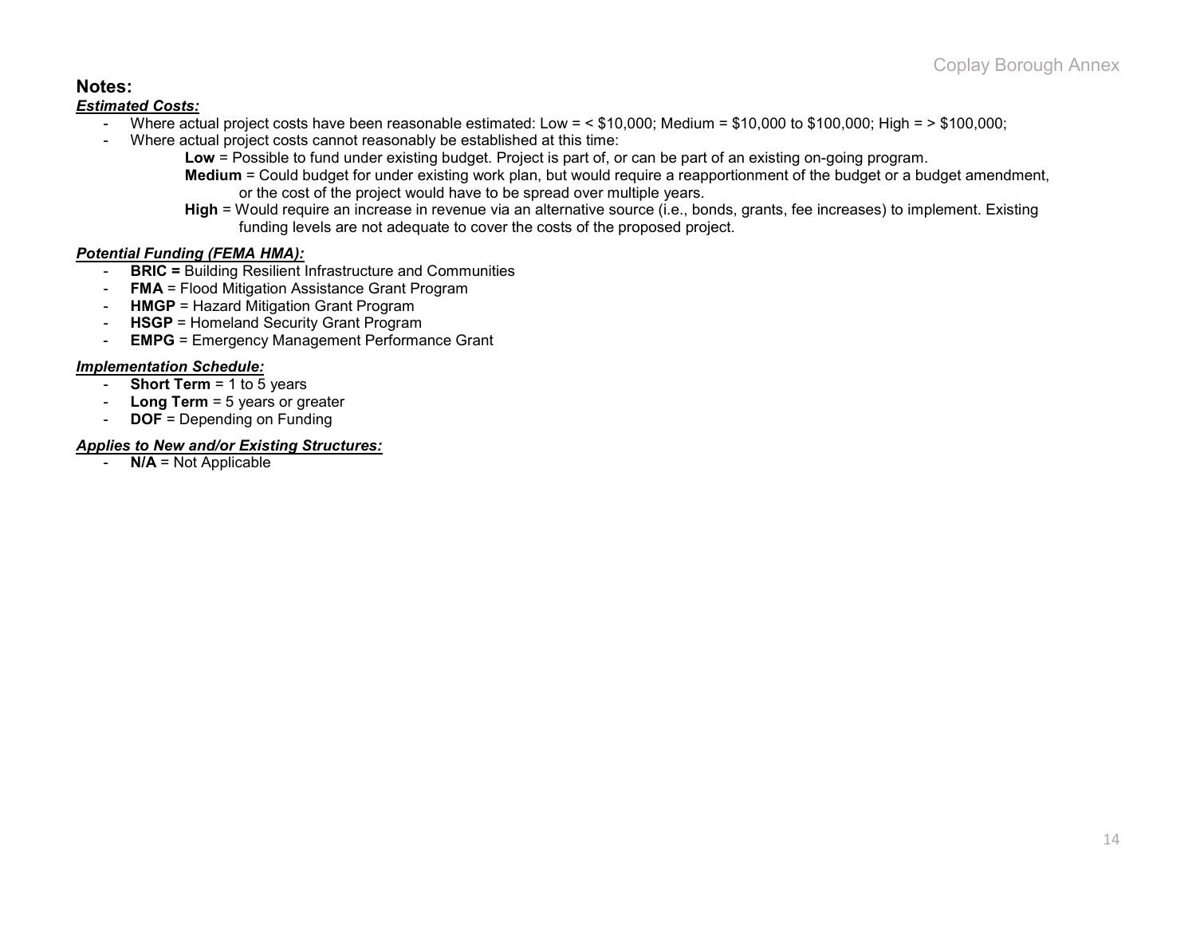## Notes:

***Estimated Costs:***

- Where actual project costs have been reasonable estimated: Low = < $10,000; Medium = $10,000 to $100,000; High = > $100,000;
- Where actual project costs cannot reasonably be established at this time:
  - **Low** = Possible to fund under existing budget. Project is part of, or can be part of an existing on-going program.
  - **Medium** = Could budget for under existing work plan, but would require a reapportionment of the budget or a budget amendment, or the cost of the project would have to be spread over multiple years.
  - **High** = Would require an increase in revenue via an alternative source (i.e., bonds, grants, fee increases) to implement. Existing funding levels are not adequate to cover the costs of the proposed project.

***Potential Funding (FEMA HMA):***

- **BRIC =** Building Resilient Infrastructure and Communities
- **FMA** = Flood Mitigation Assistance Grant Program
- **HMGP** = Hazard Mitigation Grant Program
- **HSGP** = Homeland Security Grant Program
- **EMPG** = Emergency Management Performance Grant

***Implementation Schedule:***

- **Short Term** = 1 to 5 years
- **Long Term** = 5 years or greater
- **DOF** = Depending on Funding

***Applies to New and/or Existing Structures:***

- **N/A** = Not Applicable